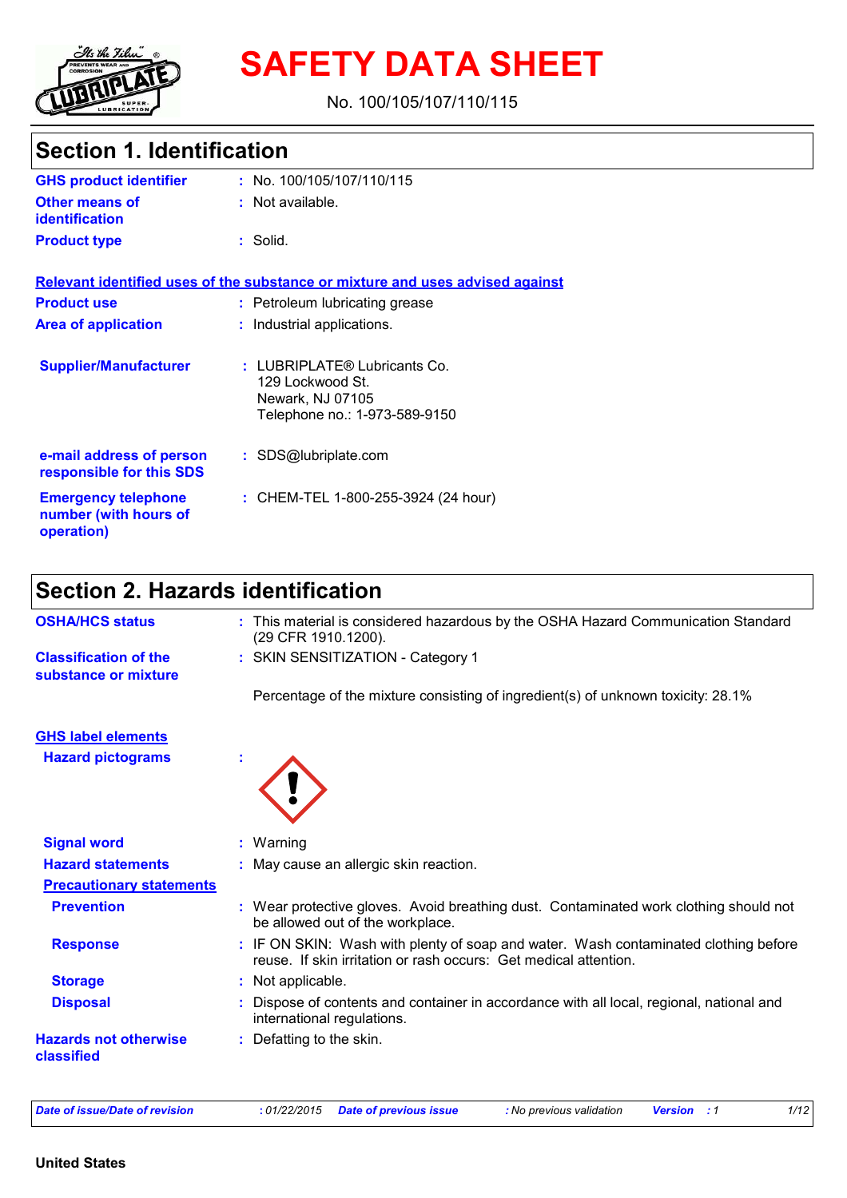# SAFETY DATA SHEET

No. 100/105/107/110/115

## Section 1. Identification

| | | |
|---|---|---|
| **GHS product identifier** | : | No. 100/105/107/110/115 |
| **Other means of identification** | : | Not available. |
| **Product type** | : | Solid. |

**Relevant identified uses of the substance or mixture and uses advised against**

| | | |
|---|---|---|
| **Product use** | : | Petroleum lubricating grease |
| **Area of application** | : | Industrial applications. |
| **Supplier/Manufacturer** | : | LUBRIPLATE® Lubricants Co.<br>129 Lockwood St.<br>Newark, NJ 07105<br>Telephone no.: 1-973-589-9150 |
| **e-mail address of person responsible for this SDS** | : | SDS@lubriplate.com |
| **Emergency telephone number (with hours of operation)** | : | CHEM-TEL 1-800-255-3924 (24 hour) |

## Section 2. Hazards identification

| | | |
|---|---|---|
| **OSHA/HCS status** | : | This material is considered hazardous by the OSHA Hazard Communication Standard (29 CFR 1910.1200). |
| **Classification of the substance or mixture** | : | SKIN SENSITIZATION - Category 1<br><br>Percentage of the mixture consisting of ingredient(s) of unknown toxicity: 28.1% |

**GHS label elements**

| | | |
|---|---|---|
| **Hazard pictograms** | : | |
| **Signal word** | : | Warning |
| **Hazard statements** | : | May cause an allergic skin reaction. |

**Precautionary statements**

| | | |
|---|---|---|
| **Prevention** | : | Wear protective gloves. Avoid breathing dust. Contaminated work clothing should not be allowed out of the workplace. |
| **Response** | : | IF ON SKIN: Wash with plenty of soap and water. Wash contaminated clothing before reuse. If skin irritation or rash occurs: Get medical attention. |
| **Storage** | : | Not applicable. |
| **Disposal** | : | Dispose of contents and container in accordance with all local, regional, national and international regulations. |
| **Hazards not otherwise classified** | : | Defatting to the skin. |

*Date of issue/Date of revision* : 01/22/2015 *Date of previous issue* : No previous validation *Version* : 1

**United States**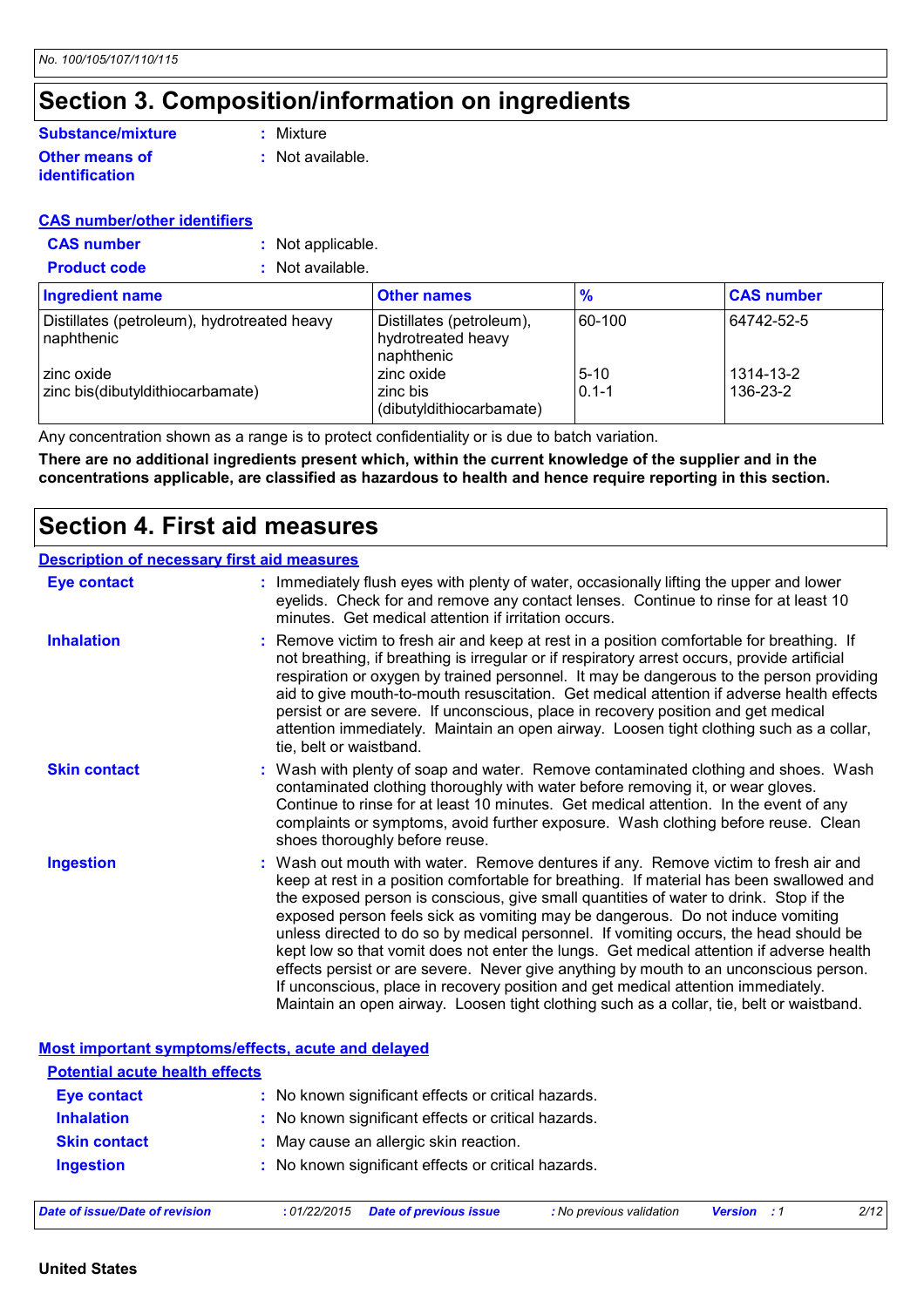## Section 3. Composition/information on ingredients

**Substance/mixture** : Mixture

**Other means of identification** : Not available.

**CAS number/other identifiers**

**CAS number** : Not applicable.

**Product code** : Not available.

| Ingredient name | Other names | % | CAS number |
| --- | --- | --- | --- |
| Distillates (petroleum), hydrotreated heavy naphthenic | Distillates (petroleum), hydrotreated heavy naphthenic | 60-100 | 64742-52-5 |
| zinc oxide | zinc oxide | 5-10 | 1314-13-2 |
| zinc bis(dibutyldithiocarbamate) | zinc bis (dibutyldithiocarbamate) | 0.1-1 | 136-23-2 |

Any concentration shown as a range is to protect confidentiality or is due to batch variation.

**There are no additional ingredients present which, within the current knowledge of the supplier and in the concentrations applicable, are classified as hazardous to health and hence require reporting in this section.**

## Section 4. First aid measures

**Description of necessary first aid measures**

**Eye contact** : Immediately flush eyes with plenty of water, occasionally lifting the upper and lower eyelids. Check for and remove any contact lenses. Continue to rinse for at least 10 minutes. Get medical attention if irritation occurs.

**Inhalation** : Remove victim to fresh air and keep at rest in a position comfortable for breathing. If not breathing, if breathing is irregular or if respiratory arrest occurs, provide artificial respiration or oxygen by trained personnel. It may be dangerous to the person providing aid to give mouth-to-mouth resuscitation. Get medical attention if adverse health effects persist or are severe. If unconscious, place in recovery position and get medical attention immediately. Maintain an open airway. Loosen tight clothing such as a collar, tie, belt or waistband.

**Skin contact** : Wash with plenty of soap and water. Remove contaminated clothing and shoes. Wash contaminated clothing thoroughly with water before removing it, or wear gloves. Continue to rinse for at least 10 minutes. Get medical attention. In the event of any complaints or symptoms, avoid further exposure. Wash clothing before reuse. Clean shoes thoroughly before reuse.

**Ingestion** : Wash out mouth with water. Remove dentures if any. Remove victim to fresh air and keep at rest in a position comfortable for breathing. If material has been swallowed and the exposed person is conscious, give small quantities of water to drink. Stop if the exposed person feels sick as vomiting may be dangerous. Do not induce vomiting unless directed to do so by medical personnel. If vomiting occurs, the head should be kept low so that vomit does not enter the lungs. Get medical attention if adverse health effects persist or are severe. Never give anything by mouth to an unconscious person. If unconscious, place in recovery position and get medical attention immediately. Maintain an open airway. Loosen tight clothing such as a collar, tie, belt or waistband.

**Most important symptoms/effects, acute and delayed**

**Potential acute health effects**

**Eye contact** : No known significant effects or critical hazards.

**Inhalation** : No known significant effects or critical hazards.

**Skin contact** : May cause an allergic skin reaction.

**Ingestion** : No known significant effects or critical hazards.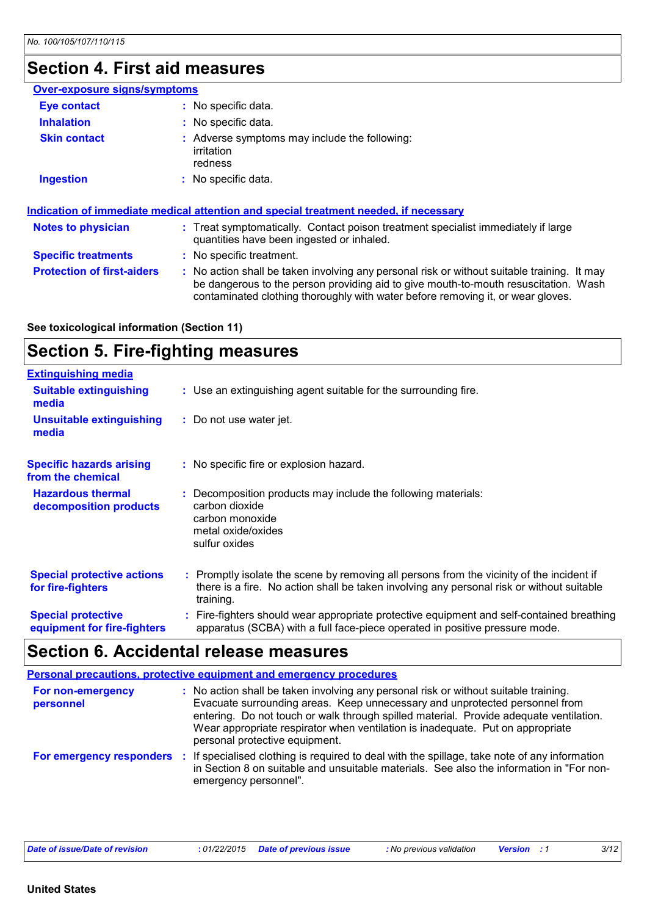## Section 4. First aid measures

**Over-exposure signs/symptoms**

| | |
|---|---|
| **Eye contact** | No specific data. |
| **Inhalation** | No specific data. |
| **Skin contact** | Adverse symptoms may include the following:<br>irritation<br>redness |
| **Ingestion** | No specific data. |

**Indication of immediate medical attention and special treatment needed, if necessary**

| | |
|---|---|
| **Notes to physician** | Treat symptomatically. Contact poison treatment specialist immediately if large quantities have been ingested or inhaled. |
| **Specific treatments** | No specific treatment. |
| **Protection of first-aiders** | No action shall be taken involving any personal risk or without suitable training. It may be dangerous to the person providing aid to give mouth-to-mouth resuscitation. Wash contaminated clothing thoroughly with water before removing it, or wear gloves. |

**See toxicological information (Section 11)**

## Section 5. Fire-fighting measures

**Extinguishing media**

| | |
|---|---|
| **Suitable extinguishing media** | Use an extinguishing agent suitable for the surrounding fire. |
| **Unsuitable extinguishing media** | Do not use water jet. |
| **Specific hazards arising from the chemical** | No specific fire or explosion hazard. |
| **Hazardous thermal decomposition products** | Decomposition products may include the following materials:<br>carbon dioxide<br>carbon monoxide<br>metal oxide/oxides<br>sulfur oxides |
| **Special protective actions for fire-fighters** | Promptly isolate the scene by removing all persons from the vicinity of the incident if there is a fire. No action shall be taken involving any personal risk or without suitable training. |
| **Special protective equipment for fire-fighters** | Fire-fighters should wear appropriate protective equipment and self-contained breathing apparatus (SCBA) with a full face-piece operated in positive pressure mode. |

## Section 6. Accidental release measures

**Personal precautions, protective equipment and emergency procedures**

| | |
|---|---|
| **For non-emergency personnel** | No action shall be taken involving any personal risk or without suitable training. Evacuate surrounding areas. Keep unnecessary and unprotected personnel from entering. Do not touch or walk through spilled material. Provide adequate ventilation. Wear appropriate respirator when ventilation is inadequate. Put on appropriate personal protective equipment. |
| **For emergency responders** | If specialised clothing is required to deal with the spillage, take note of any information in Section 8 on suitable and unsuitable materials. See also the information in "For non-emergency personnel". |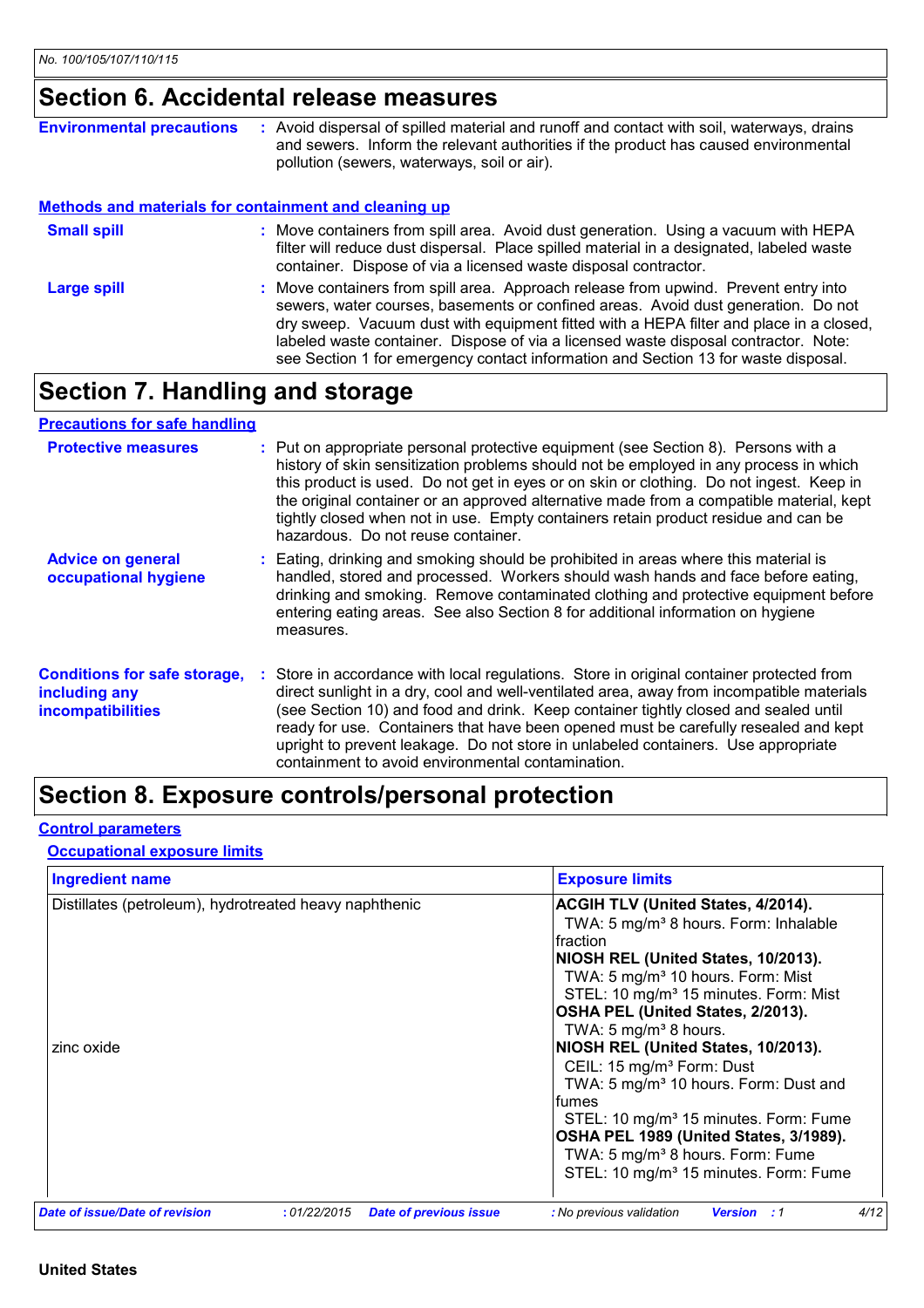## Section 6. Accidental release measures

**Environmental precautions** : Avoid dispersal of spilled material and runoff and contact with soil, waterways, drains and sewers. Inform the relevant authorities if the product has caused environmental pollution (sewers, waterways, soil or air).

### Methods and materials for containment and cleaning up

**Small spill** : Move containers from spill area. Avoid dust generation. Using a vacuum with HEPA filter will reduce dust dispersal. Place spilled material in a designated, labeled waste container. Dispose of via a licensed waste disposal contractor.

**Large spill** : Move containers from spill area. Approach release from upwind. Prevent entry into sewers, water courses, basements or confined areas. Avoid dust generation. Do not dry sweep. Vacuum dust with equipment fitted with a HEPA filter and place in a closed, labeled waste container. Dispose of via a licensed waste disposal contractor. Note: see Section 1 for emergency contact information and Section 13 for waste disposal.

## Section 7. Handling and storage

### Precautions for safe handling

**Protective measures** : Put on appropriate personal protective equipment (see Section 8). Persons with a history of skin sensitization problems should not be employed in any process in which this product is used. Do not get in eyes or on skin or clothing. Do not ingest. Keep in the original container or an approved alternative made from a compatible material, kept tightly closed when not in use. Empty containers retain product residue and can be hazardous. Do not reuse container.

**Advice on general occupational hygiene** : Eating, drinking and smoking should be prohibited in areas where this material is handled, stored and processed. Workers should wash hands and face before eating, drinking and smoking. Remove contaminated clothing and protective equipment before entering eating areas. See also Section 8 for additional information on hygiene measures.

**Conditions for safe storage, including any incompatibilities** : Store in accordance with local regulations. Store in original container protected from direct sunlight in a dry, cool and well-ventilated area, away from incompatible materials (see Section 10) and food and drink. Keep container tightly closed and sealed until ready for use. Containers that have been opened must be carefully resealed and kept upright to prevent leakage. Do not store in unlabeled containers. Use appropriate containment to avoid environmental contamination.

## Section 8. Exposure controls/personal protection

### Control parameters

#### Occupational exposure limits

| Ingredient name | Exposure limits |
|---|---|
| Distillates (petroleum), hydrotreated heavy naphthenic | **ACGIH TLV (United States, 4/2014).**<br>TWA: 5 mg/m³ 8 hours. Form: Inhalable fraction<br>**NIOSH REL (United States, 10/2013).**<br>TWA: 5 mg/m³ 10 hours. Form: Mist<br>STEL: 10 mg/m³ 15 minutes. Form: Mist<br>**OSHA PEL (United States, 2/2013).**<br>TWA: 5 mg/m³ 8 hours. |
| zinc oxide | **NIOSH REL (United States, 10/2013).**<br>CEIL: 15 mg/m³ Form: Dust<br>TWA: 5 mg/m³ 10 hours. Form: Dust and fumes<br>STEL: 10 mg/m³ 15 minutes. Form: Fume<br>**OSHA PEL 1989 (United States, 3/1989).**<br>TWA: 5 mg/m³ 8 hours. Form: Fume<br>STEL: 10 mg/m³ 15 minutes. Form: Fume |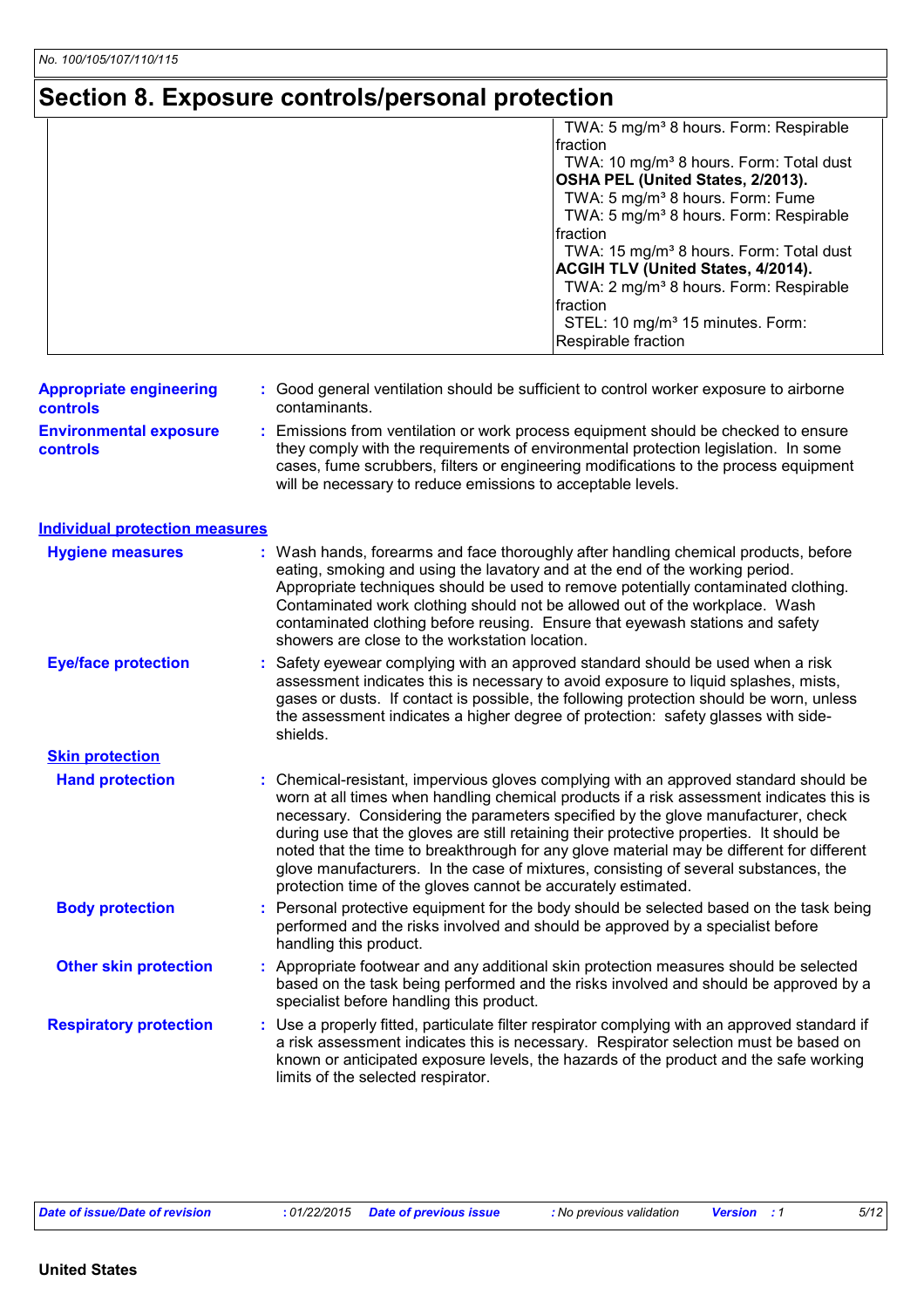# Section 8. Exposure controls/personal protection

| | |
|---|---|
| | TWA: 5 mg/m³ 8 hours. Form: Respirable fraction<br>TWA: 10 mg/m³ 8 hours. Form: Total dust<br>**OSHA PEL (United States, 2/2013).**<br>TWA: 5 mg/m³ 8 hours. Form: Fume<br>TWA: 5 mg/m³ 8 hours. Form: Respirable fraction<br>TWA: 15 mg/m³ 8 hours. Form: Total dust<br>**ACGIH TLV (United States, 4/2014).**<br>TWA: 2 mg/m³ 8 hours. Form: Respirable fraction<br>STEL: 10 mg/m³ 15 minutes. Form: Respirable fraction |

**Appropriate engineering controls** : Good general ventilation should be sufficient to control worker exposure to airborne contaminants.

**Environmental exposure controls** : Emissions from ventilation or work process equipment should be checked to ensure they comply with the requirements of environmental protection legislation. In some cases, fume scrubbers, filters or engineering modifications to the process equipment will be necessary to reduce emissions to acceptable levels.

## Individual protection measures

**Hygiene measures** : Wash hands, forearms and face thoroughly after handling chemical products, before eating, smoking and using the lavatory and at the end of the working period. Appropriate techniques should be used to remove potentially contaminated clothing. Contaminated work clothing should not be allowed out of the workplace. Wash contaminated clothing before reusing. Ensure that eyewash stations and safety showers are close to the workstation location.

**Eye/face protection** : Safety eyewear complying with an approved standard should be used when a risk assessment indicates this is necessary to avoid exposure to liquid splashes, mists, gases or dusts. If contact is possible, the following protection should be worn, unless the assessment indicates a higher degree of protection: safety glasses with side-shields.

### Skin protection

**Hand protection** : Chemical-resistant, impervious gloves complying with an approved standard should be worn at all times when handling chemical products if a risk assessment indicates this is necessary. Considering the parameters specified by the glove manufacturer, check during use that the gloves are still retaining their protective properties. It should be noted that the time to breakthrough for any glove material may be different for different glove manufacturers. In the case of mixtures, consisting of several substances, the protection time of the gloves cannot be accurately estimated.

**Body protection** : Personal protective equipment for the body should be selected based on the task being performed and the risks involved and should be approved by a specialist before handling this product.

**Other skin protection** : Appropriate footwear and any additional skin protection measures should be selected based on the task being performed and the risks involved and should be approved by a specialist before handling this product.

**Respiratory protection** : Use a properly fitted, particulate filter respirator complying with an approved standard if a risk assessment indicates this is necessary. Respirator selection must be based on known or anticipated exposure levels, the hazards of the product and the safe working limits of the selected respirator.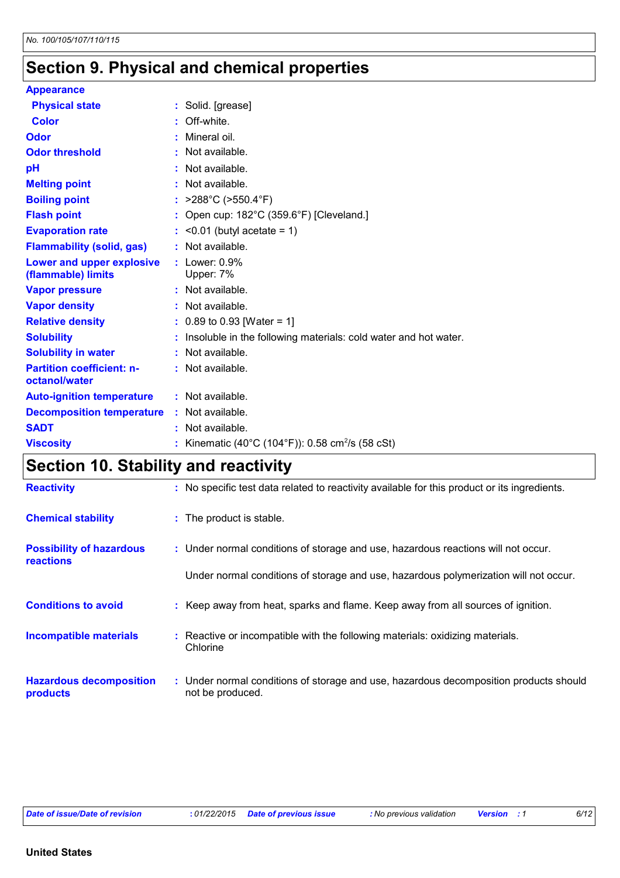## Section 9. Physical and chemical properties

**Appearance**

| Property | Value |
|---|---|
| Physical state | Solid. [grease] |
| Color | Off-white. |
| Odor | Mineral oil. |
| Odor threshold | Not available. |
| pH | Not available. |
| Melting point | Not available. |
| Boiling point | >288°C (>550.4°F) |
| Flash point | Open cup: 182°C (359.6°F) [Cleveland.] |
| Evaporation rate | <0.01 (butyl acetate = 1) |
| Flammability (solid, gas) | Not available. |
| Lower and upper explosive (flammable) limits | Lower: 0.9%<br>Upper: 7% |
| Vapor pressure | Not available. |
| Vapor density | Not available. |
| Relative density | 0.89 to 0.93 [Water = 1] |
| Solubility | Insoluble in the following materials: cold water and hot water. |
| Solubility in water | Not available. |
| Partition coefficient: n-octanol/water | Not available. |
| Auto-ignition temperature | Not available. |
| Decomposition temperature | Not available. |
| SADT | Not available. |
| Viscosity | Kinematic (40°C (104°F)): 0.58 $cm^2/s$ (58 cSt) |

## Section 10. Stability and reactivity

| Property | Value |
|---|---|
| Reactivity | No specific test data related to reactivity available for this product or its ingredients. |
| Chemical stability | The product is stable. |
| Possibility of hazardous reactions | Under normal conditions of storage and use, hazardous reactions will not occur.<br><br>Under normal conditions of storage and use, hazardous polymerization will not occur. |
| Conditions to avoid | Keep away from heat, sparks and flame. Keep away from all sources of ignition. |
| Incompatible materials | Reactive or incompatible with the following materials: oxidizing materials.<br>Chlorine |
| Hazardous decomposition products | Under normal conditions of storage and use, hazardous decomposition products should not be produced. |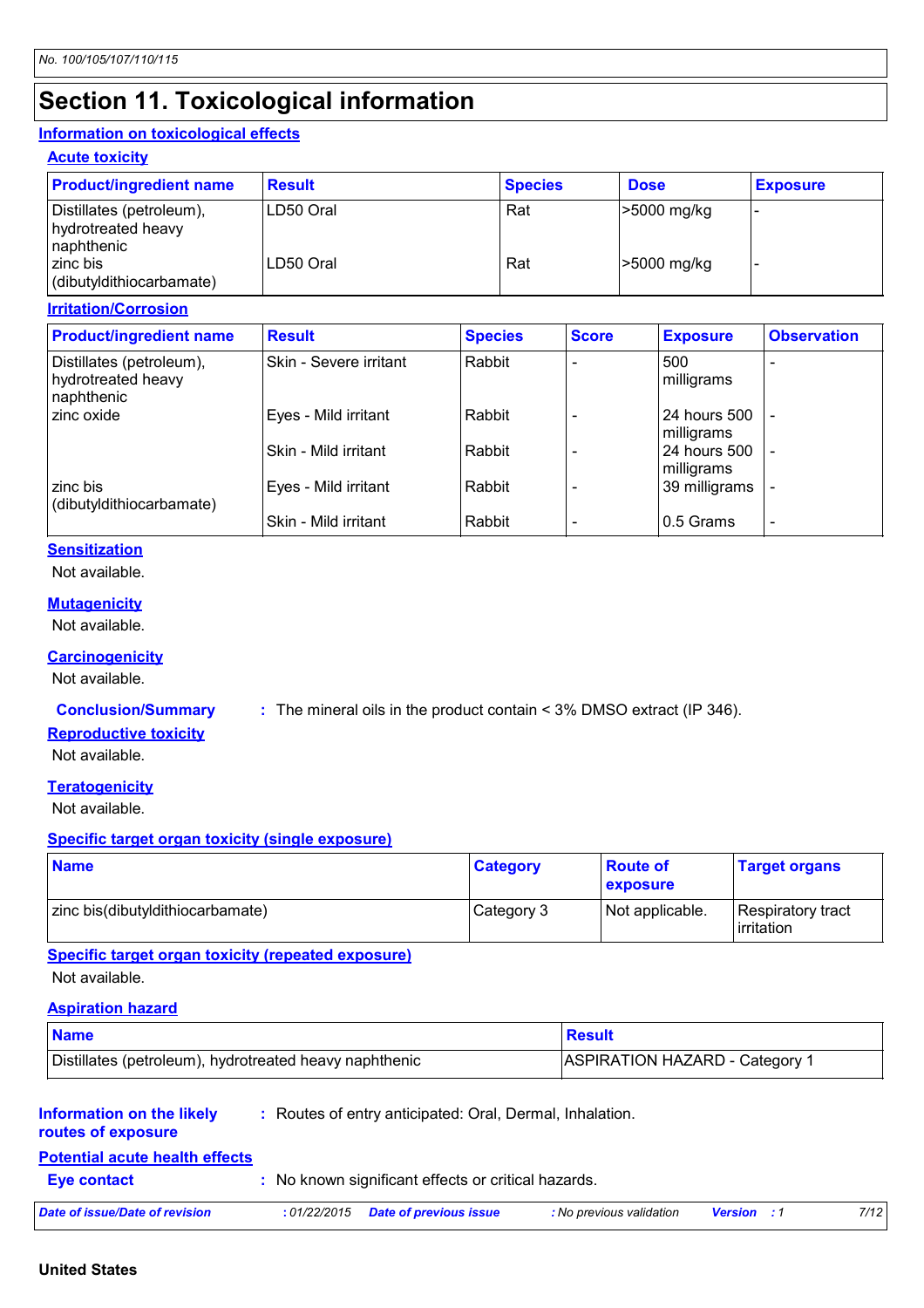# Section 11. Toxicological information

## Information on toxicological effects

### Acute toxicity

| Product/ingredient name | Result | Species | Dose | Exposure |
|---|---|---|---|---|
| Distillates (petroleum), hydrotreated heavy naphthenic | LD50 Oral | Rat | >5000 mg/kg | - |
| zinc bis (dibutyldithiocarbamate) | LD50 Oral | Rat | >5000 mg/kg | - |

### Irritation/Corrosion

| Product/ingredient name | Result | Species | Score | Exposure | Observation |
|---|---|---|---|---|---|
| Distillates (petroleum), hydrotreated heavy naphthenic | Skin - Severe irritant | Rabbit | - | 500 milligrams | - |
| zinc oxide | Eyes - Mild irritant | Rabbit | - | 24 hours 500 milligrams | - |
| | Skin - Mild irritant | Rabbit | - | 24 hours 500 milligrams | - |
| zinc bis (dibutyldithiocarbamate) | Eyes - Mild irritant | Rabbit | - | 39 milligrams | - |
| | Skin - Mild irritant | Rabbit | - | 0.5 Grams | - |

### Sensitization

Not available.

### Mutagenicity

Not available.

### Carcinogenicity

Not available.

**Conclusion/Summary** : The mineral oils in the product contain < 3% DMSO extract (IP 346).

### Reproductive toxicity

Not available.

### Teratogenicity

Not available.

### Specific target organ toxicity (single exposure)

| Name | Category | Route of exposure | Target organs |
|---|---|---|---|
| zinc bis(dibutyldithiocarbamate) | Category 3 | Not applicable. | Respiratory tract irritation |

### Specific target organ toxicity (repeated exposure)

Not available.

### Aspiration hazard

| Name | Result |
|---|---|
| Distillates (petroleum), hydrotreated heavy naphthenic | ASPIRATION HAZARD - Category 1 |

**Information on the likely routes of exposure** : Routes of entry anticipated: Oral, Dermal, Inhalation.

### Potential acute health effects

**Eye contact** : No known significant effects or critical hazards.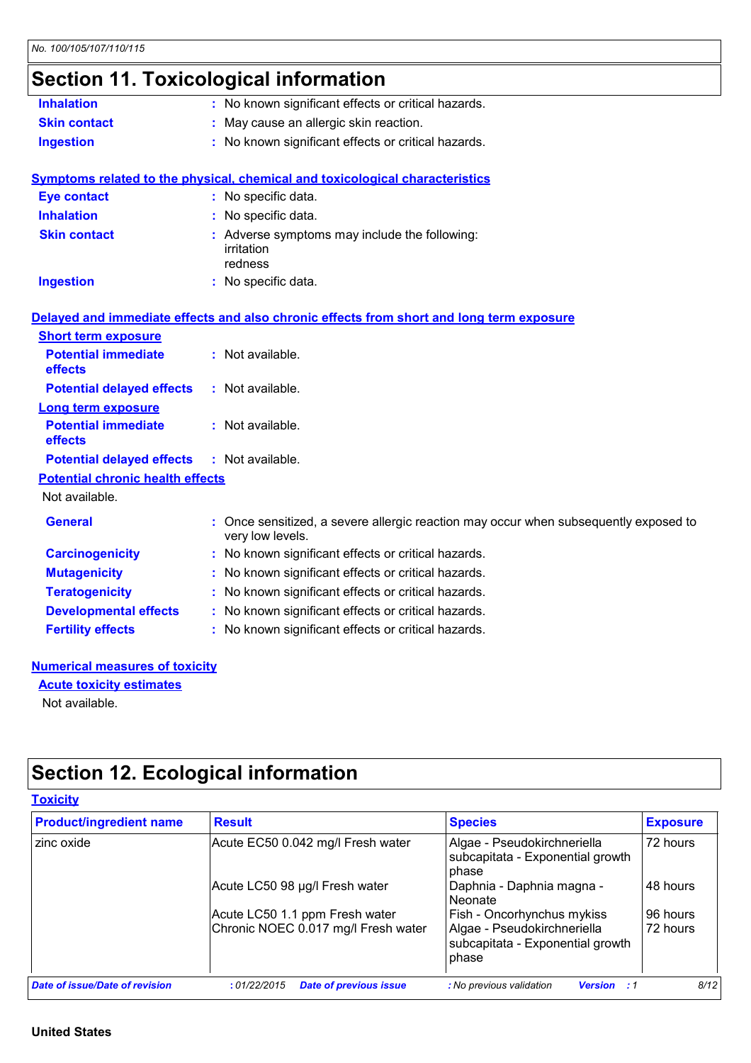## Section 11. Toxicological information

**Inhalation** : No known significant effects or critical hazards.

**Skin contact** : May cause an allergic skin reaction.

**Ingestion** : No known significant effects or critical hazards.

### Symptoms related to the physical, chemical and toxicological characteristics

**Eye contact** : No specific data.

**Inhalation** : No specific data.

**Skin contact** : Adverse symptoms may include the following:
irritation
redness

**Ingestion** : No specific data.

### Delayed and immediate effects and also chronic effects from short and long term exposure

#### Short term exposure

**Potential immediate effects** : Not available.

**Potential delayed effects** : Not available.

#### Long term exposure

**Potential immediate effects** : Not available.

**Potential delayed effects** : Not available.

#### Potential chronic health effects

Not available.

**General** : Once sensitized, a severe allergic reaction may occur when subsequently exposed to very low levels.

**Carcinogenicity** : No known significant effects or critical hazards.

**Mutagenicity** : No known significant effects or critical hazards.

**Teratogenicity** : No known significant effects or critical hazards.

**Developmental effects** : No known significant effects or critical hazards.

**Fertility effects** : No known significant effects or critical hazards.

### Numerical measures of toxicity

#### Acute toxicity estimates

Not available.

## Section 12. Ecological information

### Toxicity

| Product/ingredient name | Result | Species | Exposure |
|---|---|---|---|
| zinc oxide | Acute EC50 0.042 mg/l Fresh water | Algae - Pseudokirchneriella subcapitata - Exponential growth phase | 72 hours |
| | Acute LC50 98 µg/l Fresh water | Daphnia - Daphnia magna - Neonate | 48 hours |
| | Acute LC50 1.1 ppm Fresh water | Fish - Oncorhynchus mykiss | 96 hours |
| | Chronic NOEC 0.017 mg/l Fresh water | Algae - Pseudokirchneriella subcapitata - Exponential growth phase | 72 hours |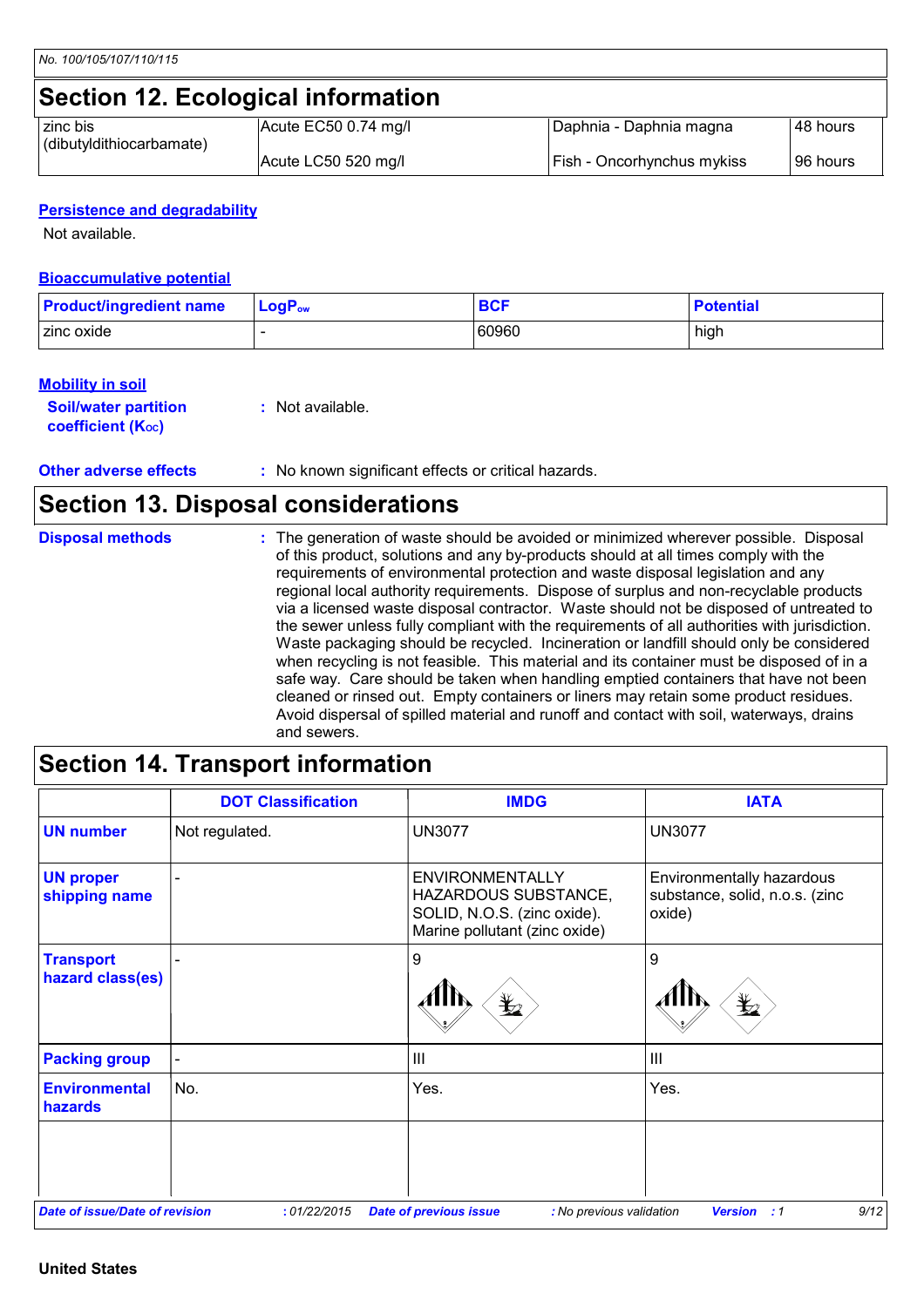## Section 12. Ecological information

| | | | |
|---|---|---|---|
| zinc bis (dibutyldithiocarbamate) | Acute EC50 0.74 mg/l | Daphnia - Daphnia magna | 48 hours |
| | Acute LC50 520 mg/l | Fish - Oncorhynchus mykiss | 96 hours |

### Persistence and degradability

Not available.

### Bioaccumulative potential

| Product/ingredient name | $LogP_{ow}$ | BCF | Potential |
|---|---|---|---|
| zinc oxide | - | 60960 | high |

### Mobility in soil

**Soil/water partition coefficient ($K_{OC}$)** : Not available.

**Other adverse effects** : No known significant effects or critical hazards.

## Section 13. Disposal considerations

**Disposal methods** : The generation of waste should be avoided or minimized wherever possible. Disposal of this product, solutions and any by-products should at all times comply with the requirements of environmental protection and waste disposal legislation and any regional local authority requirements. Dispose of surplus and non-recyclable products via a licensed waste disposal contractor. Waste should not be disposed of untreated to the sewer unless fully compliant with the requirements of all authorities with jurisdiction. Waste packaging should be recycled. Incineration or landfill should only be considered when recycling is not feasible. This material and its container must be disposed of in a safe way. Care should be taken when handling emptied containers that have not been cleaned or rinsed out. Empty containers or liners may retain some product residues. Avoid dispersal of spilled material and runoff and contact with soil, waterways, drains and sewers.

## Section 14. Transport information

| | DOT Classification | IMDG | IATA |
|---|---|---|---|
| UN number | Not regulated. | UN3077 | UN3077 |
| UN proper shipping name | - | ENVIRONMENTALLY HAZARDOUS SUBSTANCE, SOLID, N.O.S. (zinc oxide). Marine pollutant (zinc oxide) | Environmentally hazardous substance, solid, n.o.s. (zinc oxide) |
| Transport hazard class(es) | - | 9 | 9 |
| Packing group | - | III | III |
| Environmental hazards | No. | Yes. | Yes. |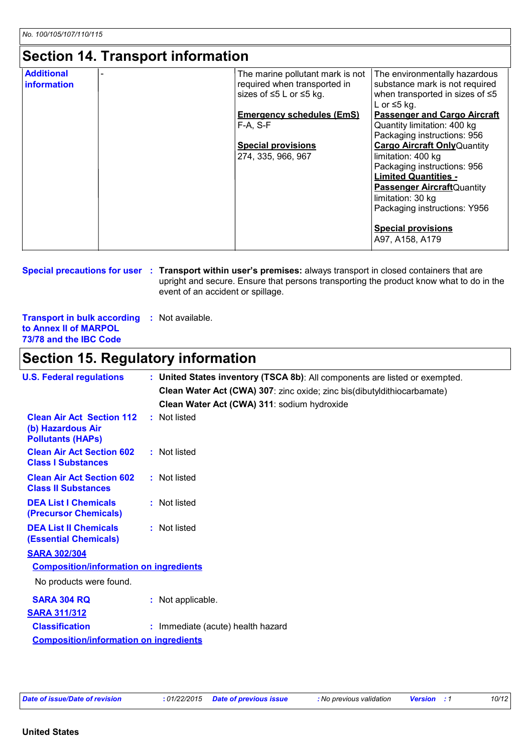## Section 14. Transport information

| | | | |
|---|---|---|---|
| **Additional information** | - | The marine pollutant mark is not required when transported in sizes of ≤5 L or ≤5 kg.<br><br>**Emergency schedules (EmS)**<br>F-A, S-F<br><br>**Special provisions**<br>274, 335, 966, 967 | The environmentally hazardous substance mark is not required when transported in sizes of ≤5 L or ≤5 kg.<br>**Passenger and Cargo Aircraft**<br>Quantity limitation: 400 kg<br>Packaging instructions: 956<br>**Cargo Aircraft Only** Quantity limitation: 400 kg<br>Packaging instructions: 956<br>**Limited Quantities - Passenger Aircraft** Quantity limitation: 30 kg<br>Packaging instructions: Y956<br><br>**Special provisions**<br>A97, A158, A179 |

**Special precautions for user** : **Transport within user's premises:** always transport in closed containers that are upright and secure. Ensure that persons transporting the product know what to do in the event of an accident or spillage.

**Transport in bulk according to Annex II of MARPOL 73/78 and the IBC Code** : Not available.

## Section 15. Regulatory information

**U.S. Federal regulations** : **United States inventory (TSCA 8b)**: All components are listed or exempted.
**Clean Water Act (CWA) 307**: zinc oxide; zinc bis(dibutyldithiocarbamate)
**Clean Water Act (CWA) 311**: sodium hydroxide

**Clean Air Act Section 112 (b) Hazardous Air Pollutants (HAPs)** : Not listed

**Clean Air Act Section 602 Class I Substances** : Not listed

**Clean Air Act Section 602 Class II Substances** : Not listed

**DEA List I Chemicals (Precursor Chemicals)** : Not listed

**DEA List II Chemicals (Essential Chemicals)** : Not listed

**SARA 302/304**

**Composition/information on ingredients**

No products were found.

**SARA 304 RQ** : Not applicable.

**SARA 311/312**

**Classification** : Immediate (acute) health hazard

**Composition/information on ingredients**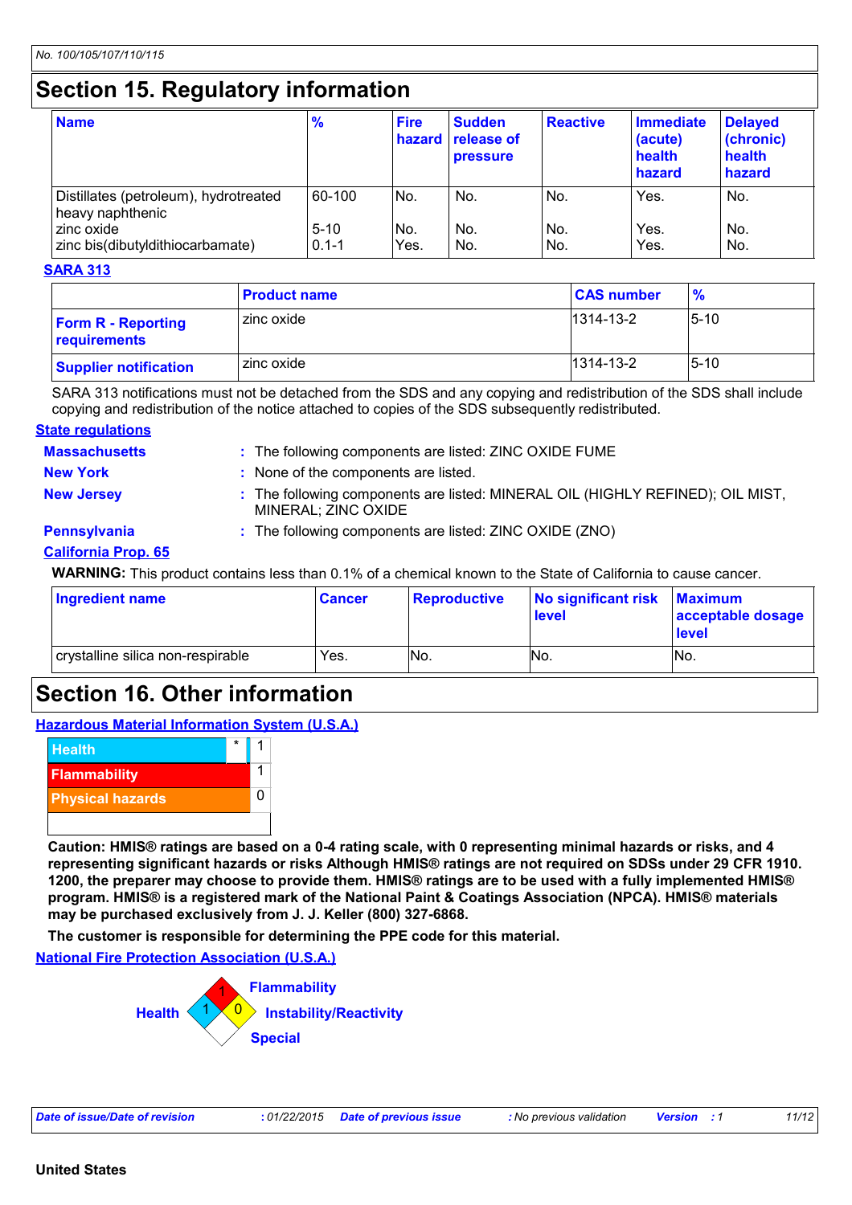## Section 15. Regulatory information

| Name | % | Fire hazard | Sudden release of pressure | Reactive | Immediate (acute) health hazard | Delayed (chronic) health hazard |
|---|---|---|---|---|---|---|
| Distillates (petroleum), hydrotreated heavy naphthenic | 60-100 | No. | No. | No. | Yes. | No. |
| zinc oxide | 5-10 | No. | No. | No. | Yes. | No. |
| zinc bis(dibutyldithiocarbamate) | 0.1-1 | Yes. | No. | No. | Yes. | No. |

**SARA 313**

| | Product name | CAS number | % |
|---|---|---|---|
| **Form R - Reporting requirements** | zinc oxide | 1314-13-2 | 5-10 |
| **Supplier notification** | zinc oxide | 1314-13-2 | 5-10 |

SARA 313 notifications must not be detached from the SDS and any copying and redistribution of the SDS shall include copying and redistribution of the notice attached to copies of the SDS subsequently redistributed.

**State regulations**

**Massachusetts** : The following components are listed: ZINC OXIDE FUME

**New York** : None of the components are listed.

**New Jersey** : The following components are listed: MINERAL OIL (HIGHLY REFINED); OIL MIST, MINERAL; ZINC OXIDE

**Pennsylvania** : The following components are listed: ZINC OXIDE (ZNO)

**California Prop. 65**

**WARNING:** This product contains less than 0.1% of a chemical known to the State of California to cause cancer.

| Ingredient name | Cancer | Reproductive | No significant risk level | Maximum acceptable dosage level |
|---|---|---|---|---|
| crystalline silica non-respirable | Yes. | No. | No. | No. |

## Section 16. Other information

**Hazardous Material Information System (U.S.A.)**

| | | |
|---|---|---|
| Health | * | 1 |
| Flammability | | 1 |
| Physical hazards | | 0 |

**Caution: HMIS® ratings are based on a 0-4 rating scale, with 0 representing minimal hazards or risks, and 4 representing significant hazards or risks Although HMIS® ratings are not required on SDSs under 29 CFR 1910. 1200, the preparer may choose to provide them. HMIS® ratings are to be used with a fully implemented HMIS® program. HMIS® is a registered mark of the National Paint & Coatings Association (NPCA). HMIS® materials may be purchased exclusively from J. J. Keller (800) 327-6868.**

**The customer is responsible for determining the PPE code for this material.**

**National Fire Protection Association (U.S.A.)**

Health: 1
Flammability: 1
Instability/Reactivity: 0
Special:

| Date of issue/Date of revision | : 01/22/2015 | Date of previous issue | : No previous validation | Version | : 1 |
|---|---|---|---|---|---|

United States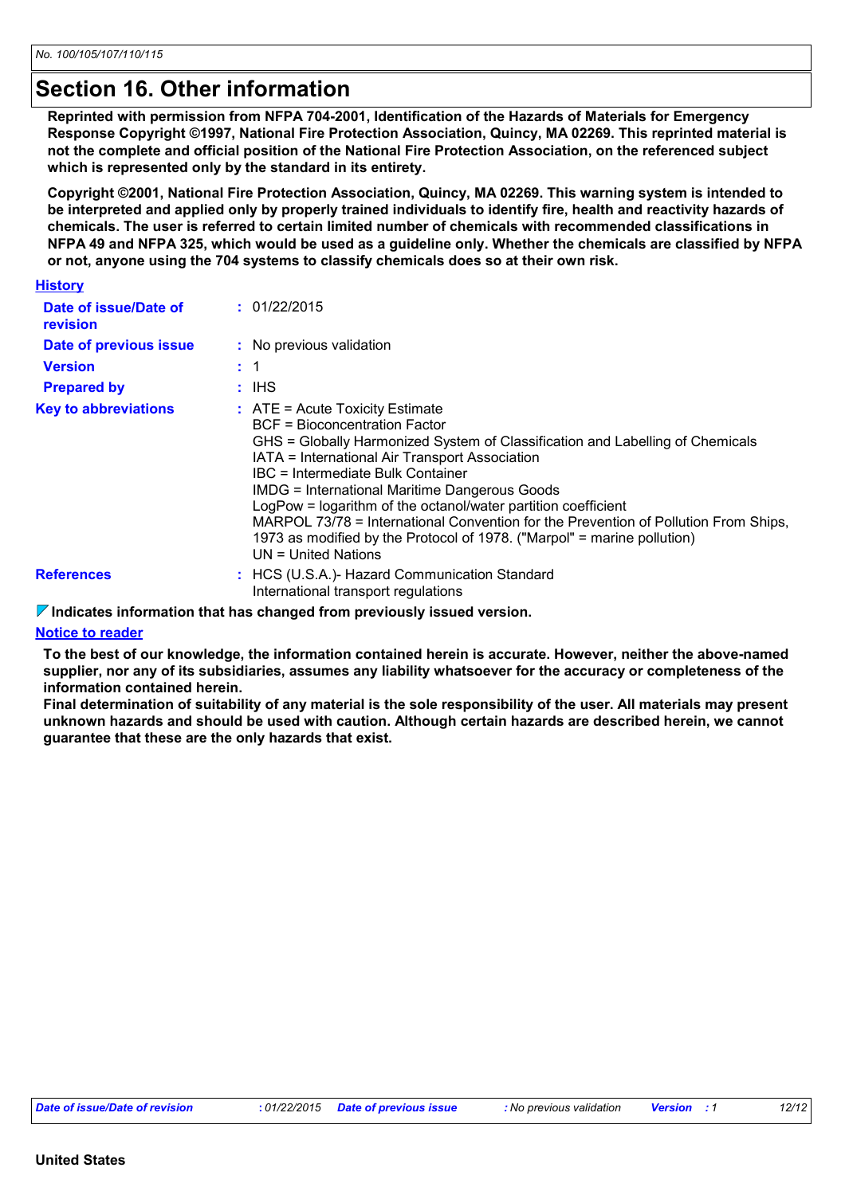# Section 16. Other information

**Reprinted with permission from NFPA 704-2001, Identification of the Hazards of Materials for Emergency Response Copyright ©1997, National Fire Protection Association, Quincy, MA 02269. This reprinted material is not the complete and official position of the National Fire Protection Association, on the referenced subject which is represented only by the standard in its entirety.**

**Copyright ©2001, National Fire Protection Association, Quincy, MA 02269. This warning system is intended to be interpreted and applied only by properly trained individuals to identify fire, health and reactivity hazards of chemicals. The user is referred to certain limited number of chemicals with recommended classifications in NFPA 49 and NFPA 325, which would be used as a guideline only. Whether the chemicals are classified by NFPA or not, anyone using the 704 systems to classify chemicals does so at their own risk.**

## History

| | |
|---|---|
| **Date of issue/Date of revision** | : 01/22/2015 |
| **Date of previous issue** | : No previous validation |
| **Version** | : 1 |
| **Prepared by** | : IHS |

**Key to abbreviations** :
ATE = Acute Toxicity Estimate
BCF = Bioconcentration Factor
GHS = Globally Harmonized System of Classification and Labelling of Chemicals
IATA = International Air Transport Association
IBC = Intermediate Bulk Container
IMDG = International Maritime Dangerous Goods
LogPow = logarithm of the octanol/water partition coefficient
MARPOL 73/78 = International Convention for the Prevention of Pollution From Ships, 1973 as modified by the Protocol of 1978. ("Marpol" = marine pollution)
UN = United Nations

**References** :
HCS (U.S.A.)- Hazard Communication Standard
International transport regulations

**Indicates information that has changed from previously issued version.**

## Notice to reader

**To the best of our knowledge, the information contained herein is accurate. However, neither the above-named supplier, nor any of its subsidiaries, assumes any liability whatsoever for the accuracy or completeness of the information contained herein.**
**Final determination of suitability of any material is the sole responsibility of the user. All materials may present unknown hazards and should be used with caution. Although certain hazards are described herein, we cannot guarantee that these are the only hazards that exist.**